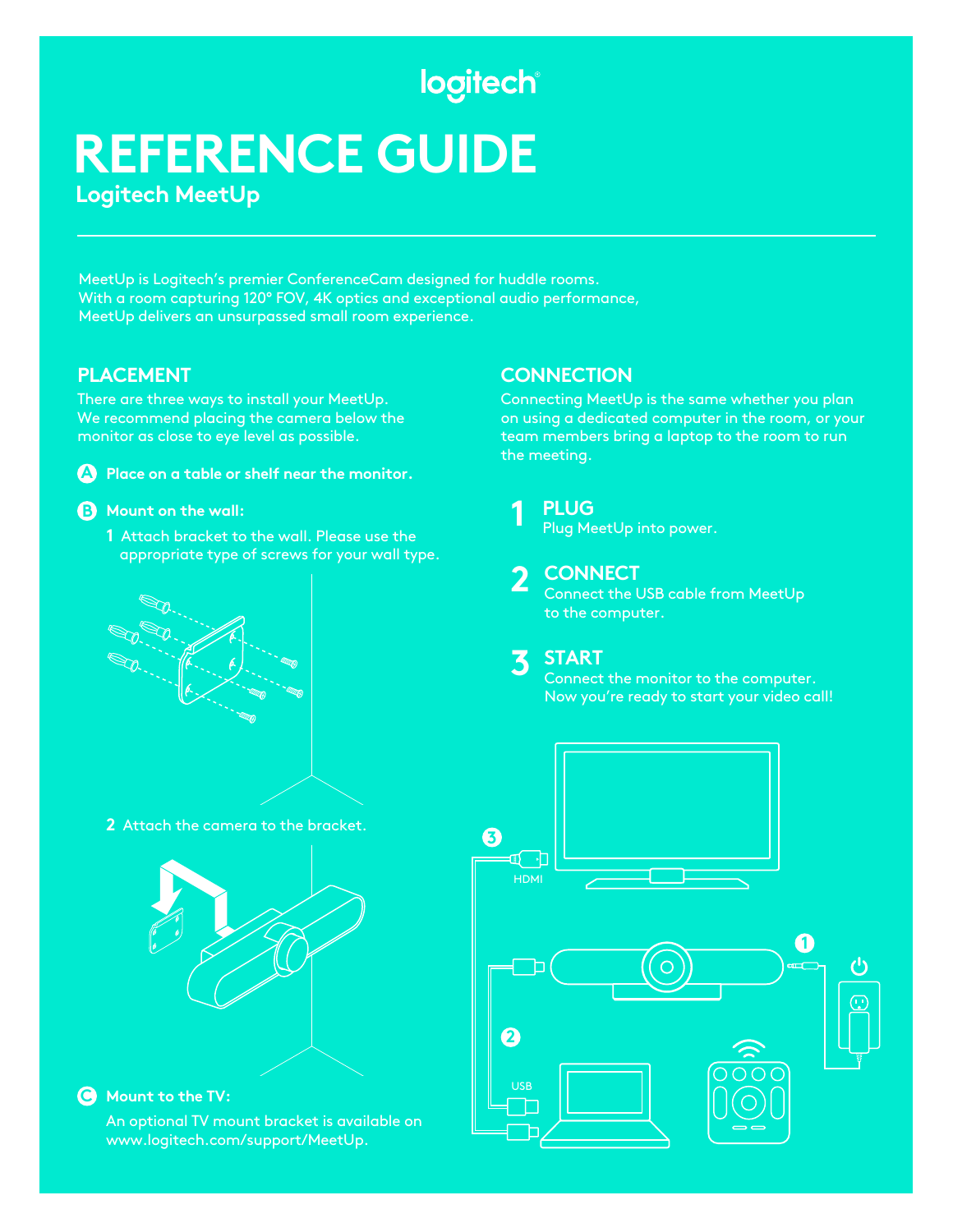logitech

# REFERENCE GUIDE

## Logitech MeetUp

MeetUp is Logitech's premier ConferenceCam designed for huddle rooms. With a room capturing 120° FOV, 4K optics and exceptional audio performance, MeetUp delivers an unsurpassed small room experience.

## PLACEMENT

There are three ways to install your MeetUp. We recommend placing the camera below the monitor as close to eye level as possible.

**A Place on a table or shelf near the monitor.**

**B Mount on the wall:**

1 Attach bracket to the wall. Please use the appropriate type of screws for your wall type.

2 Attach the camera to the bracket.

**C Mount to the TV:**

An optional TV mount bracket is available on www.logitech.com/support/MeetUp.

## CONNECTION

Connecting MeetUp is the same whether you plan on using a dedicated computer in the room, or your team members bring a laptop to the room to run the meeting.

**1 PLUG**
Plug MeetUp into power.

**2 CONNECT**
Connect the USB cable from MeetUp to the computer.

**3 START**
Connect the monitor to the computer.
Now you're ready to start your video call!

3 HDMI

1

2 USB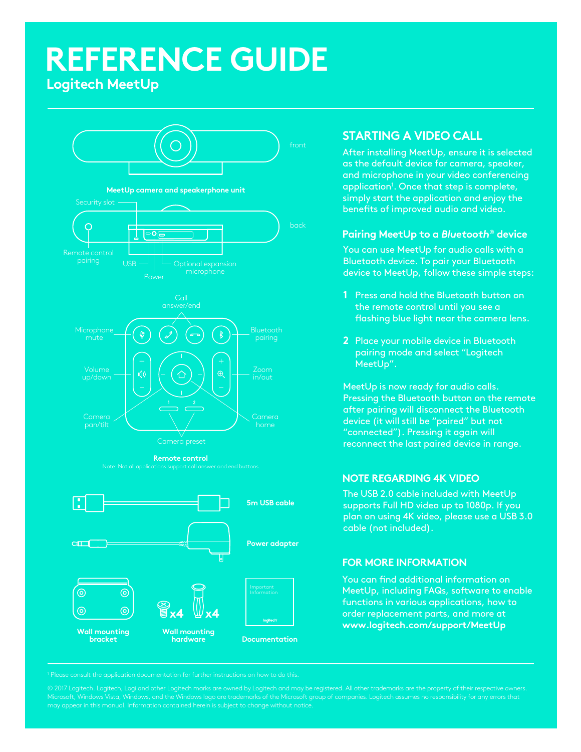# REFERENCE GUIDE

## Logitech MeetUp

front

**MeetUp camera and speakerphone unit**

Security slot

back

Remote control pairing

USB

Power

Optional expansion microphone

Call answer/end

Microphone mute

Bluetooth pairing

Volume up/down

Zoom in/out

Camera pan/tilt

Camera home

Camera preset

**Remote control**

Note: Not all applications support call answer and end buttons.

**5m USB cable**

**Power adapter**

**Wall mounting bracket**

x4 x4

**Wall mounting hardware**

Important Information

**Documentation**

## STARTING A VIDEO CALL

After installing MeetUp, ensure it is selected as the default device for camera, speaker, and microphone in your video conferencing application[1]. Once that step is complete, simply start the application and enjoy the benefits of improved audio and video.

### Pairing MeetUp to a *Bluetooth*® device

You can use MeetUp for audio calls with a Bluetooth device. To pair your Bluetooth device to MeetUp, follow these simple steps:

1. Press and hold the Bluetooth button on the remote control until you see a flashing blue light near the camera lens.
2. Place your mobile device in Bluetooth pairing mode and select "Logitech MeetUp".

MeetUp is now ready for audio calls. Pressing the Bluetooth button on the remote after pairing will disconnect the Bluetooth device (it will still be "paired" but not "connected"). Pressing it again will reconnect the last paired device in range.

## NOTE REGARDING 4K VIDEO

The USB 2.0 cable included with MeetUp supports Full HD video up to 1080p. If you plan on using 4K video, please use a USB 3.0 cable (not included).

## FOR MORE INFORMATION

You can find additional information on MeetUp, including FAQs, software to enable functions in various applications, how to order replacement parts, and more at **www.logitech.com/support/MeetUp**

[1] Please consult the application documentation for further instructions on how to do this.

© 2017 Logitech. Logitech, Logi and other Logitech marks are owned by Logitech and may be registered. All other trademarks are the property of their respective owners. Microsoft, Windows Vista, Windows, and the Windows logo are trademarks of the Microsoft group of companies. Logitech assumes no responsibility for any errors that may appear in this manual. Information contained herein is subject to change without notice.